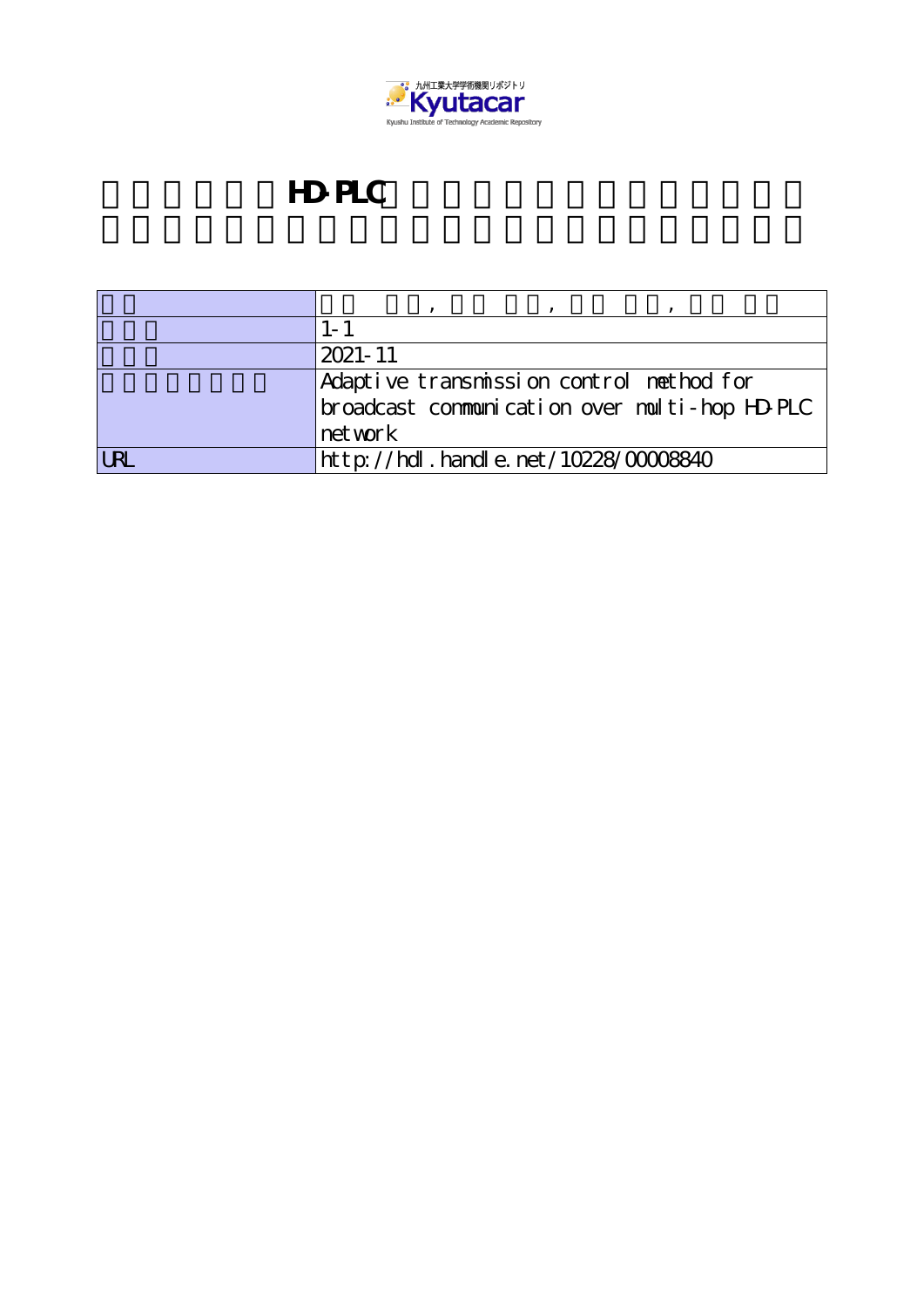# HD-PLC

| | |
|---|---|
| | , , , |
| | 1-1 |
| | 2021-11 |
| | Adaptive transmission control method for broadcast communication over multi-hop HD-PLC network |
| URL | http://hdl.handle.net/10228/00008840 |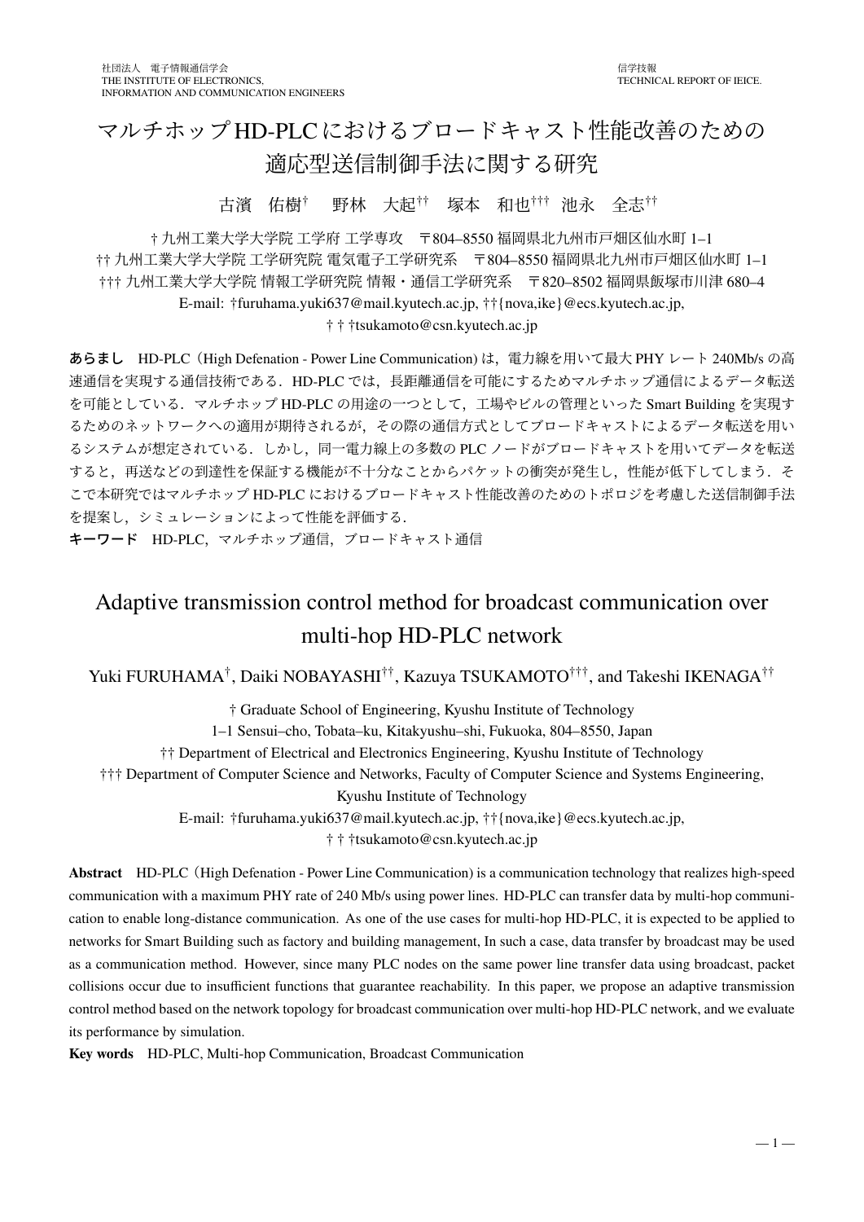社団法人 電子情報通信学会
THE INSTITUTE OF ELECTRONICS,
INFORMATION AND COMMUNICATION ENGINEERS

信学技報
TECHNICAL REPORT OF IEICE.

# マルチホップ HD-PLC におけるブロードキャスト性能改善のための適応型送信制御手法に関する研究

古濱 佑樹† 野林 大起†† 塚本 和也††† 池永 全志††

† 九州工業大学大学院 工学府 工学専攻 〒804–8550 福岡県北九州市戸畑区仙水町 1–1
†† 九州工業大学大学院 工学研究院 電気電子工学研究系 〒804–8550 福岡県北九州市戸畑区仙水町 1–1
††† 九州工業大学大学院 情報工学研究院 情報・通信工学研究系 〒820–8502 福岡県飯塚市川津 680–4
E-mail: †furuhama.yuki637@mail.kyutech.ac.jp, ††{nova,ike}@ecs.kyutech.ac.jp,
† † †tsukamoto@csn.kyutech.ac.jp

**あらまし** HD-PLC（High Defenation - Power Line Communication) は，電力線を用いて最大 PHY レート 240Mb/s の高速通信を実現する通信技術である．HD-PLC では，長距離通信を可能にするためマルチホップ通信によるデータ転送を可能としている．マルチホップ HD-PLC の用途の一つとして，工場やビルの管理といった Smart Building を実現するためのネットワークへの適用が期待されるが，その際の通信方式としてブロードキャストによるデータ転送を用いるシステムが想定されている．しかし，同一電力線上の多数の PLC ノードがブロードキャストを用いてデータを転送すると，再送などの到達性を保証する機能が不十分なことからパケットの衝突が発生し，性能が低下してしまう．そこで本研究ではマルチホップ HD-PLC におけるブロードキャスト性能改善のためのトポロジを考慮した送信制御手法を提案し，シミュレーションによって性能を評価する．

**キーワード** HD-PLC，マルチホップ通信，ブロードキャスト通信

# Adaptive transmission control method for broadcast communication over multi-hop HD-PLC network

Yuki FURUHAMA†, Daiki NOBAYASHI††, Kazuya TSUKAMOTO†††, and Takeshi IKENAGA††

† Graduate School of Engineering, Kyushu Institute of Technology
1–1 Sensui–cho, Tobata–ku, Kitakyushu–shi, Fukuoka, 804–8550, Japan
†† Department of Electrical and Electronics Engineering, Kyushu Institute of Technology
††† Department of Computer Science and Networks, Faculty of Computer Science and Systems Engineering,
Kyushu Institute of Technology
E-mail: †furuhama.yuki637@mail.kyutech.ac.jp, ††{nova,ike}@ecs.kyutech.ac.jp,
† † †tsukamoto@csn.kyutech.ac.jp

**Abstract** HD-PLC (High Defenation - Power Line Communication) is a communication technology that realizes high-speed communication with a maximum PHY rate of 240 Mb/s using power lines. HD-PLC can transfer data by multi-hop communication to enable long-distance communication. As one of the use cases for multi-hop HD-PLC, it is expected to be applied to networks for Smart Building such as factory and building management, In such a case, data transfer by broadcast may be used as a communication method. However, since many PLC nodes on the same power line transfer data using broadcast, packet collisions occur due to insufficient functions that guarantee reachability. In this paper, we propose an adaptive transmission control method based on the network topology for broadcast communication over multi-hop HD-PLC network, and we evaluate its performance by simulation.

**Key words** HD-PLC, Multi-hop Communication, Broadcast Communication